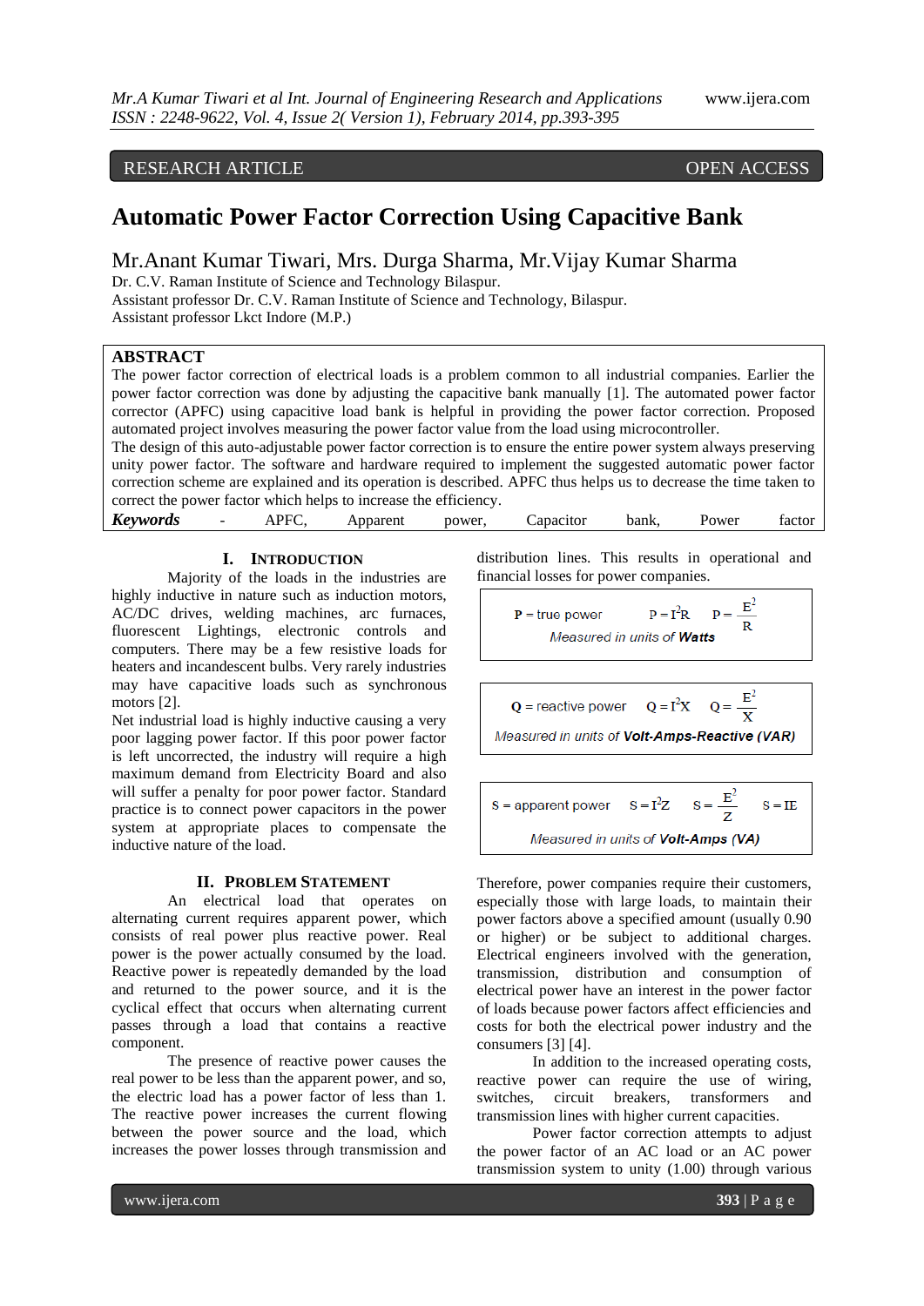# Automatic Power Factor Correction Using Capacitive Bank

Mr.Anant Kumar Tiwari, Mrs. Durga Sharma, Mr.Vijay Kumar Sharma

Dr. C.V. Raman Institute of Science and Technology Bilaspur.
Assistant professor Dr. C.V. Raman Institute of Science and Technology, Bilaspur.
Assistant professor Lkct Indore (M.P.)

**RESEARCH ARTICLE** | **OPEN ACCESS**

## ABSTRACT

The power factor correction of electrical loads is a problem common to all industrial companies. Earlier the power factor correction was done by adjusting the capacitive bank manually [1]. The automated power factor corrector (APFC) using capacitive load bank is helpful in providing the power factor correction. Proposed automated project involves measuring the power factor value from the load using microcontroller.

The design of this auto-adjustable power factor correction is to ensure the entire power system always preserving unity power factor. The software and hardware required to implement the suggested automatic power factor correction scheme are explained and its operation is described. APFC thus helps us to decrease the time taken to correct the power factor which helps to increase the efficiency.

***Keywords*** - APFC, Apparent power, Capacitor bank, Power factor

## I. Introduction

Majority of the loads in the industries are highly inductive in nature such as induction motors, AC/DC drives, welding machines, arc furnaces, fluorescent Lightings, electronic controls and computers. There may be a few resistive loads for heaters and incandescent bulbs. Very rarely industries may have capacitive loads such as synchronous motors [2].

Net industrial load is highly inductive causing a very poor lagging power factor. If this poor power factor is left uncorrected, the industry will require a high maximum demand from Electricity Board and also will suffer a penalty for poor power factor. Standard practice is to connect power capacitors in the power system at appropriate places to compensate the inductive nature of the load.

## II. Problem Statement

An electrical load that operates on alternating current requires apparent power, which consists of real power plus reactive power. Real power is the power actually consumed by the load. Reactive power is repeatedly demanded by the load and returned to the power source, and it is the cyclical effect that occurs when alternating current passes through a load that contains a reactive component.

The presence of reactive power causes the real power to be less than the apparent power, and so, the electric load has a power factor of less than 1. The reactive power increases the current flowing between the power source and the load, which increases the power losses through transmission and distribution lines. This results in operational and financial losses for power companies.

P = true power $\quad P = I^2R \quad P = \frac{E^2}{R}$

*Measured in units of **Watts***

Q = reactive power $\quad Q = I^2X \quad Q = \frac{E^2}{X}$

*Measured in units of **Volt-Amps-Reactive (VAR)***

S = apparent power $\quad S = I^2Z \quad S = \frac{E^2}{Z} \quad S = IE$

*Measured in units of **Volt-Amps (VA)***

Therefore, power companies require their customers, especially those with large loads, to maintain their power factors above a specified amount (usually 0.90 or higher) or be subject to additional charges. Electrical engineers involved with the generation, transmission, distribution and consumption of electrical power have an interest in the power factor of loads because power factors affect efficiencies and costs for both the electrical power industry and the consumers [3] [4].

In addition to the increased operating costs, reactive power can require the use of wiring, switches, circuit breakers, transformers and transmission lines with higher current capacities.

Power factor correction attempts to adjust the power factor of an AC load or an AC power transmission system to unity (1.00) through various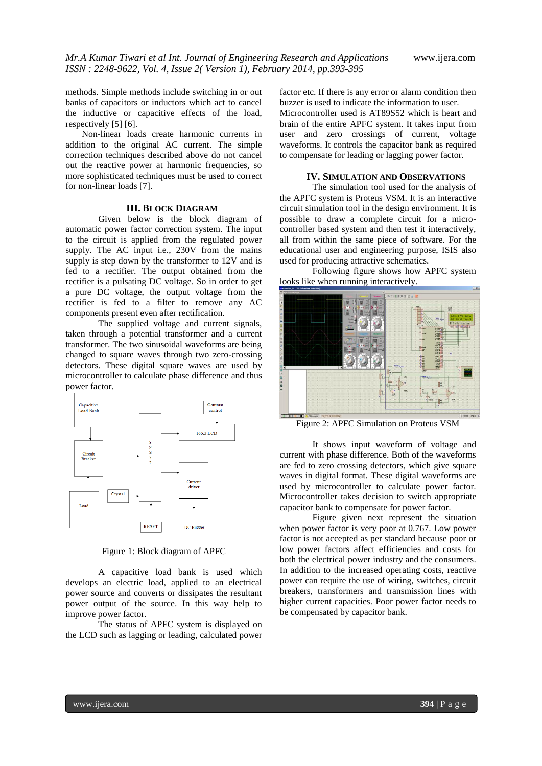methods. Simple methods include switching in or out banks of capacitors or inductors which act to cancel the inductive or capacitive effects of the load, respectively [5] [6].

Non-linear loads create harmonic currents in addition to the original AC current. The simple correction techniques described above do not cancel out the reactive power at harmonic frequencies, so more sophisticated techniques must be used to correct for non-linear loads [7].

## III. Block Diagram

Given below is the block diagram of automatic power factor correction system. The input to the circuit is applied from the regulated power supply. The AC input i.e., 230V from the mains supply is step down by the transformer to 12V and is fed to a rectifier. The output obtained from the rectifier is a pulsating DC voltage. So in order to get a pure DC voltage, the output voltage from the rectifier is fed to a filter to remove any AC components present even after rectification.

The supplied voltage and current signals, taken through a potential transformer and a current transformer. The two sinusoidal waveforms are being changed to square waves through two zero-crossing detectors. These digital square waves are used by microcontroller to calculate phase difference and thus power factor.

Figure 1: Block diagram of APFC

A capacitive load bank is used which develops an electric load, applied to an electrical power source and converts or dissipates the resultant power output of the source. In this way help to improve power factor.

The status of APFC system is displayed on the LCD such as lagging or leading, calculated power factor etc. If there is any error or alarm condition then buzzer is used to indicate the information to user. Microcontroller used is AT89S52 which is heart and brain of the entire APFC system. It takes input from user and zero crossings of current, voltage waveforms. It controls the capacitor bank as required to compensate for leading or lagging power factor.

## IV. Simulation and Observations

The simulation tool used for the analysis of the APFC system is Proteus VSM. It is an interactive circuit simulation tool in the design environment. It is possible to draw a complete circuit for a micro-controller based system and then test it interactively, all from within the same piece of software. For the educational user and engineering purpose, ISIS also used for producing attractive schematics.

Following figure shows how APFC system looks like when running interactively.

Figure 2: APFC Simulation on Proteus VSM

It shows input waveform of voltage and current with phase difference. Both of the waveforms are fed to zero crossing detectors, which give square waves in digital format. These digital waveforms are used by microcontroller to calculate power factor. Microcontroller takes decision to switch appropriate capacitor bank to compensate for power factor.

Figure given next represent the situation when power factor is very poor at 0.767. Low power factor is not accepted as per standard because poor or low power factors affect efficiencies and costs for both the electrical power industry and the consumers. In addition to the increased operating costs, reactive power can require the use of wiring, switches, circuit breakers, transformers and transmission lines with higher current capacities. Poor power factor needs to be compensated by capacitor bank.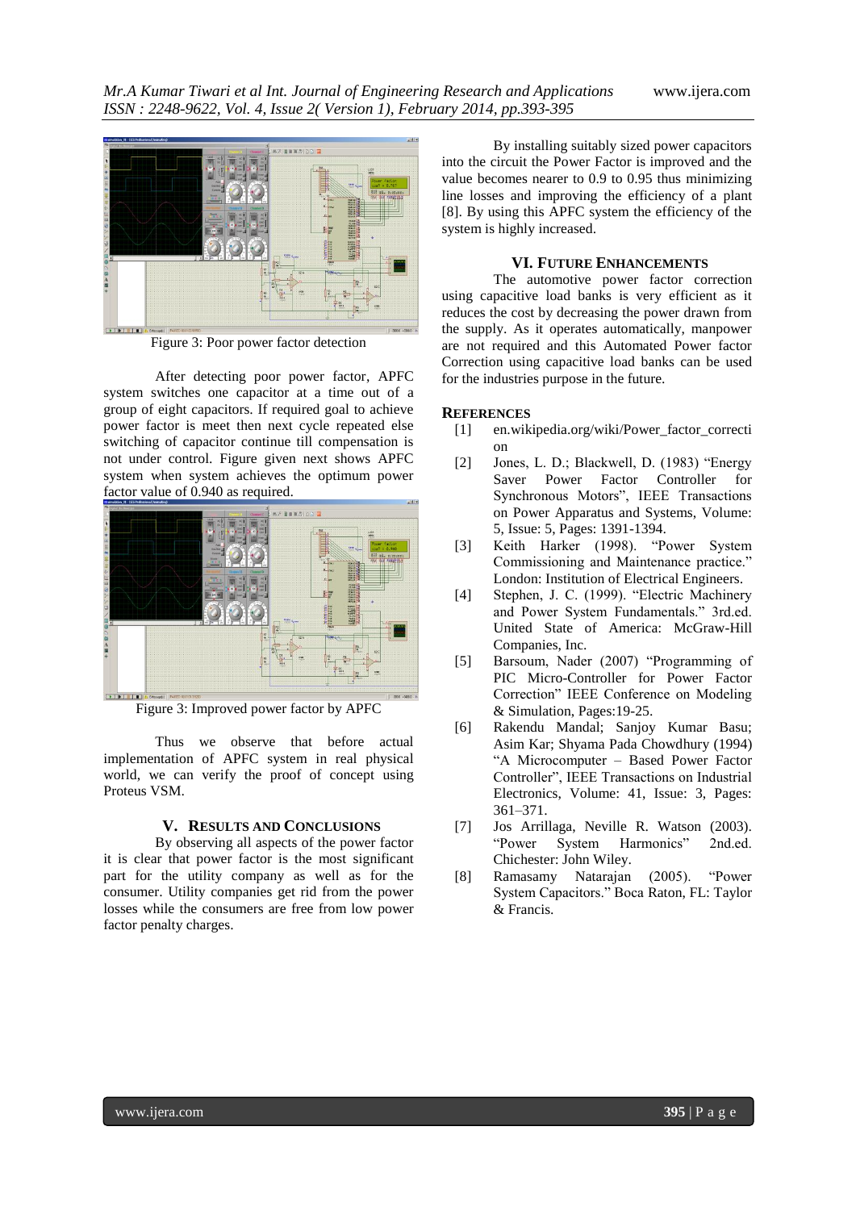Figure 3: Poor power factor detection

After detecting poor power factor, APFC system switches one capacitor at a time out of a group of eight capacitors. If required goal to achieve power factor is meet then next cycle repeated else switching of capacitor continue till compensation is not under control. Figure given next shows APFC system when system achieves the optimum power factor value of 0.940 as required.

Figure 3: Improved power factor by APFC

Thus we observe that before actual implementation of APFC system in real physical world, we can verify the proof of concept using Proteus VSM.

## V. RESULTS AND CONCLUSIONS

By observing all aspects of the power factor it is clear that power factor is the most significant part for the utility company as well as for the consumer. Utility companies get rid from the power losses while the consumers are free from low power factor penalty charges.

By installing suitably sized power capacitors into the circuit the Power Factor is improved and the value becomes nearer to 0.9 to 0.95 thus minimizing line losses and improving the efficiency of a plant [8]. By using this APFC system the efficiency of the system is highly increased.

## VI. FUTURE ENHANCEMENTS

The automotive power factor correction using capacitive load banks is very efficient as it reduces the cost by decreasing the power drawn from the supply. As it operates automatically, manpower are not required and this Automated Power factor Correction using capacitive load banks can be used for the industries purpose in the future.

## REFERENCES

[1] en.wikipedia.org/wiki/Power_factor_correction

[2] Jones, L. D.; Blackwell, D. (1983) "Energy Saver Power Factor Controller for Synchronous Motors", IEEE Transactions on Power Apparatus and Systems, Volume: 5, Issue: 5, Pages: 1391-1394.

[3] Keith Harker (1998). "Power System Commissioning and Maintenance practice." London: Institution of Electrical Engineers.

[4] Stephen, J. C. (1999). "Electric Machinery and Power System Fundamentals." 3rd.ed. United State of America: McGraw-Hill Companies, Inc.

[5] Barsoum, Nader (2007) "Programming of PIC Micro-Controller for Power Factor Correction" IEEE Conference on Modeling & Simulation, Pages:19-25.

[6] Rakendu Mandal; Sanjoy Kumar Basu; Asim Kar; Shyama Pada Chowdhury (1994) "A Microcomputer – Based Power Factor Controller", IEEE Transactions on Industrial Electronics, Volume: 41, Issue: 3, Pages: 361–371.

[7] Jos Arrillaga, Neville R. Watson (2003). "Power System Harmonics" 2nd.ed. Chichester: John Wiley.

[8] Ramasamy Natarajan (2005). "Power System Capacitors." Boca Raton, FL: Taylor & Francis.